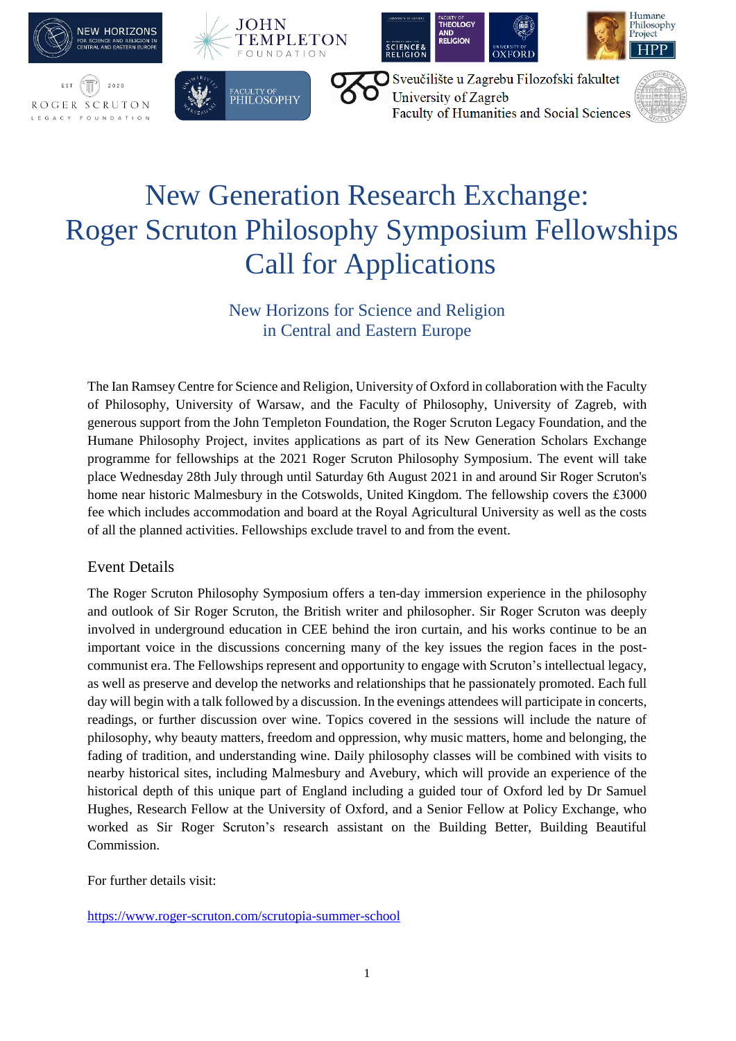# New Generation Research Exchange: Roger Scruton Philosophy Symposium Fellowships Call for Applications

## New Horizons for Science and Religion in Central and Eastern Europe

The Ian Ramsey Centre for Science and Religion, University of Oxford in collaboration with the Faculty of Philosophy, University of Warsaw, and the Faculty of Philosophy, University of Zagreb, with generous support from the John Templeton Foundation, the Roger Scruton Legacy Foundation, and the Humane Philosophy Project, invites applications as part of its New Generation Scholars Exchange programme for fellowships at the 2021 Roger Scruton Philosophy Symposium. The event will take place Wednesday 28th July through until Saturday 6th August 2021 in and around Sir Roger Scruton's home near historic Malmesbury in the Cotswolds, United Kingdom. The fellowship covers the £3000 fee which includes accommodation and board at the Royal Agricultural University as well as the costs of all the planned activities. Fellowships exclude travel to and from the event.

### Event Details

The Roger Scruton Philosophy Symposium offers a ten-day immersion experience in the philosophy and outlook of Sir Roger Scruton, the British writer and philosopher. Sir Roger Scruton was deeply involved in underground education in CEE behind the iron curtain, and his works continue to be an important voice in the discussions concerning many of the key issues the region faces in the post-communist era. The Fellowships represent and opportunity to engage with Scruton's intellectual legacy, as well as preserve and develop the networks and relationships that he passionately promoted. Each full day will begin with a talk followed by a discussion. In the evenings attendees will participate in concerts, readings, or further discussion over wine. Topics covered in the sessions will include the nature of philosophy, why beauty matters, freedom and oppression, why music matters, home and belonging, the fading of tradition, and understanding wine. Daily philosophy classes will be combined with visits to nearby historical sites, including Malmesbury and Avebury, which will provide an experience of the historical depth of this unique part of England including a guided tour of Oxford led by Dr Samuel Hughes, Research Fellow at the University of Oxford, and a Senior Fellow at Policy Exchange, who worked as Sir Roger Scruton's research assistant on the Building Better, Building Beautiful Commission.

For further details visit:

https://www.roger-scruton.com/scrutopia-summer-school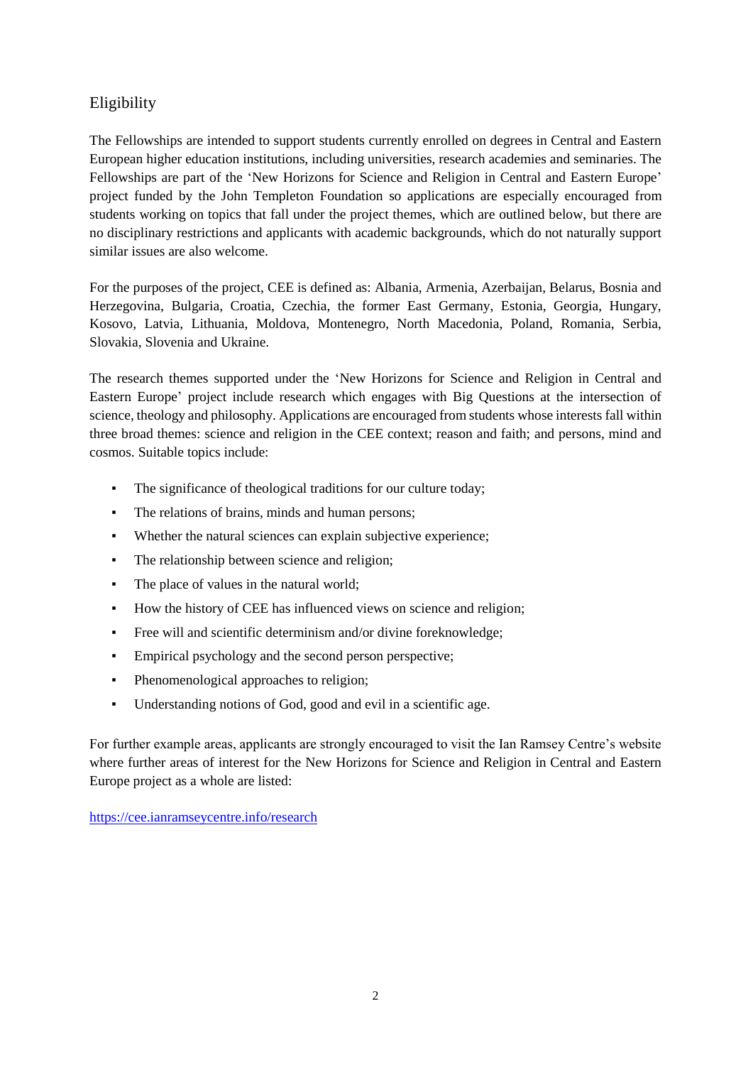## Eligibility

The Fellowships are intended to support students currently enrolled on degrees in Central and Eastern European higher education institutions, including universities, research academies and seminaries. The Fellowships are part of the 'New Horizons for Science and Religion in Central and Eastern Europe' project funded by the John Templeton Foundation so applications are especially encouraged from students working on topics that fall under the project themes, which are outlined below, but there are no disciplinary restrictions and applicants with academic backgrounds, which do not naturally support similar issues are also welcome.

For the purposes of the project, CEE is defined as: Albania, Armenia, Azerbaijan, Belarus, Bosnia and Herzegovina, Bulgaria, Croatia, Czechia, the former East Germany, Estonia, Georgia, Hungary, Kosovo, Latvia, Lithuania, Moldova, Montenegro, North Macedonia, Poland, Romania, Serbia, Slovakia, Slovenia and Ukraine.

The research themes supported under the 'New Horizons for Science and Religion in Central and Eastern Europe' project include research which engages with Big Questions at the intersection of science, theology and philosophy. Applications are encouraged from students whose interests fall within three broad themes: science and religion in the CEE context; reason and faith; and persons, mind and cosmos. Suitable topics include:

- The significance of theological traditions for our culture today;
- The relations of brains, minds and human persons;
- Whether the natural sciences can explain subjective experience;
- The relationship between science and religion;
- The place of values in the natural world;
- How the history of CEE has influenced views on science and religion;
- Free will and scientific determinism and/or divine foreknowledge;
- Empirical psychology and the second person perspective;
- Phenomenological approaches to religion;
- Understanding notions of God, good and evil in a scientific age.

For further example areas, applicants are strongly encouraged to visit the Ian Ramsey Centre's website where further areas of interest for the New Horizons for Science and Religion in Central and Eastern Europe project as a whole are listed:

https://cee.ianramseycentre.info/research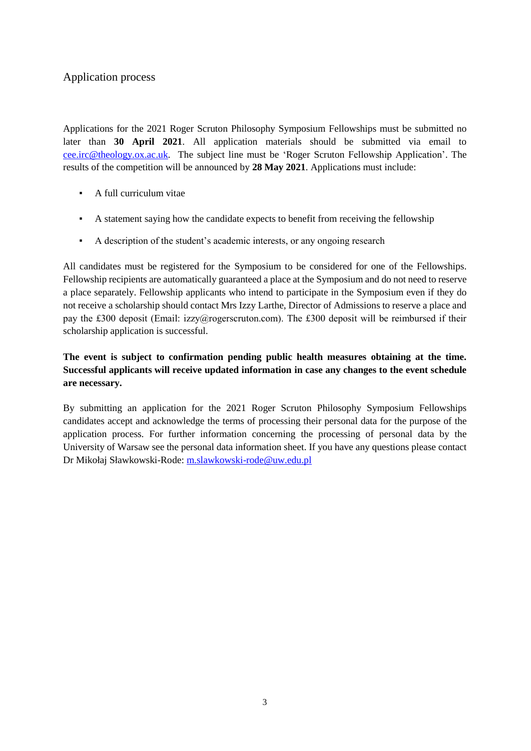## Application process

Applications for the 2021 Roger Scruton Philosophy Symposium Fellowships must be submitted no later than **30 April 2021**. All application materials should be submitted via email to cee.irc@theology.ox.ac.uk. The subject line must be 'Roger Scruton Fellowship Application'. The results of the competition will be announced by **28 May 2021**. Applications must include:

- A full curriculum vitae
- A statement saying how the candidate expects to benefit from receiving the fellowship
- A description of the student's academic interests, or any ongoing research

All candidates must be registered for the Symposium to be considered for one of the Fellowships. Fellowship recipients are automatically guaranteed a place at the Symposium and do not need to reserve a place separately. Fellowship applicants who intend to participate in the Symposium even if they do not receive a scholarship should contact Mrs Izzy Larthe, Director of Admissions to reserve a place and pay the £300 deposit (Email: izzy@rogerscruton.com). The £300 deposit will be reimbursed if their scholarship application is successful.

**The event is subject to confirmation pending public health measures obtaining at the time. Successful applicants will receive updated information in case any changes to the event schedule are necessary.**

By submitting an application for the 2021 Roger Scruton Philosophy Symposium Fellowships candidates accept and acknowledge the terms of processing their personal data for the purpose of the application process. For further information concerning the processing of personal data by the University of Warsaw see the personal data information sheet. If you have any questions please contact Dr Mikołaj Sławkowski-Rode: m.slawkowski-rode@uw.edu.pl